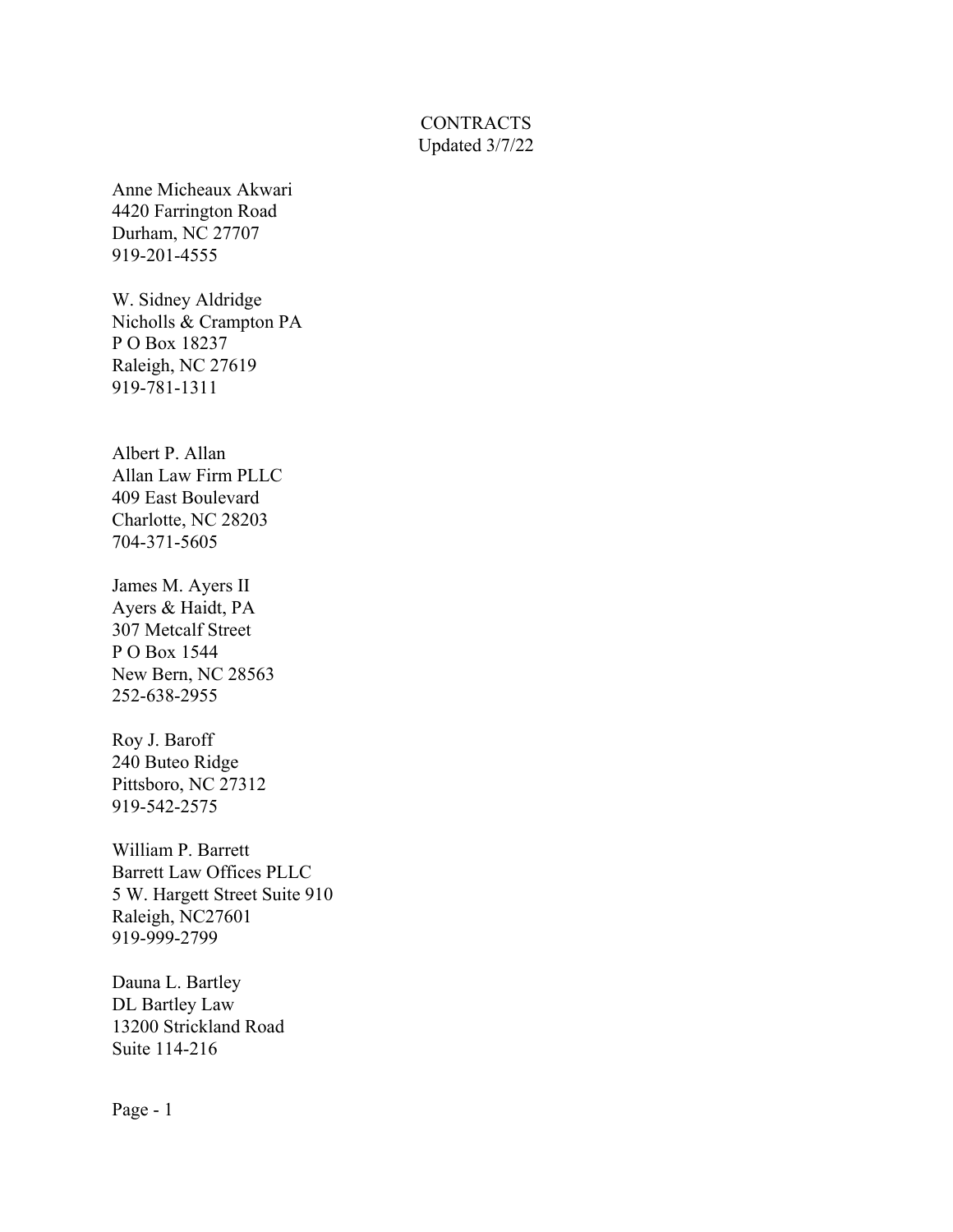# CONTRACTS

Updated 3/7/22

Anne Micheaux Akwari
4420 Farrington Road
Durham, NC 27707
919-201-4555

W. Sidney Aldridge
Nicholls & Crampton PA
P O Box 18237
Raleigh, NC 27619
919-781-1311

Albert P. Allan
Allan Law Firm PLLC
409 East Boulevard
Charlotte, NC 28203
704-371-5605

James M. Ayers II
Ayers & Haidt, PA
307 Metcalf Street
P O Box 1544
New Bern, NC 28563
252-638-2955

Roy J. Baroff
240 Buteo Ridge
Pittsboro, NC 27312
919-542-2575

William P. Barrett
Barrett Law Offices PLLC
5 W. Hargett Street Suite 910
Raleigh, NC27601
919-999-2799

Dauna L. Bartley
DL Bartley Law
13200 Strickland Road
Suite 114-216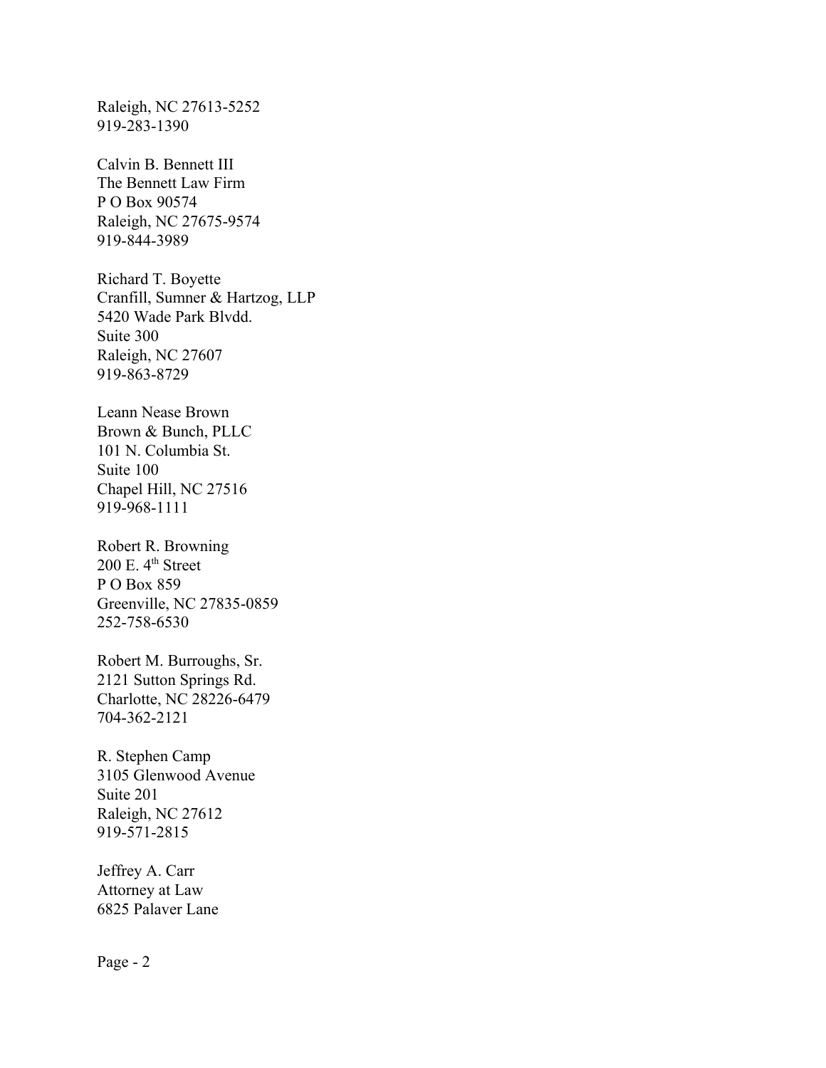Raleigh, NC 27613-5252
919-283-1390

Calvin B. Bennett III
The Bennett Law Firm
P O Box 90574
Raleigh, NC 27675-9574
919-844-3989

Richard T. Boyette
Cranfill, Sumner & Hartzog, LLP
5420 Wade Park Blvdd.
Suite 300
Raleigh, NC 27607
919-863-8729

Leann Nease Brown
Brown & Bunch, PLLC
101 N. Columbia St.
Suite 100
Chapel Hill, NC 27516
919-968-1111

Robert R. Browning
200 E. 4th Street
P O Box 859
Greenville, NC 27835-0859
252-758-6530

Robert M. Burroughs, Sr.
2121 Sutton Springs Rd.
Charlotte, NC 28226-6479
704-362-2121

R. Stephen Camp
3105 Glenwood Avenue
Suite 201
Raleigh, NC 27612
919-571-2815

Jeffrey A. Carr
Attorney at Law
6825 Palaver Lane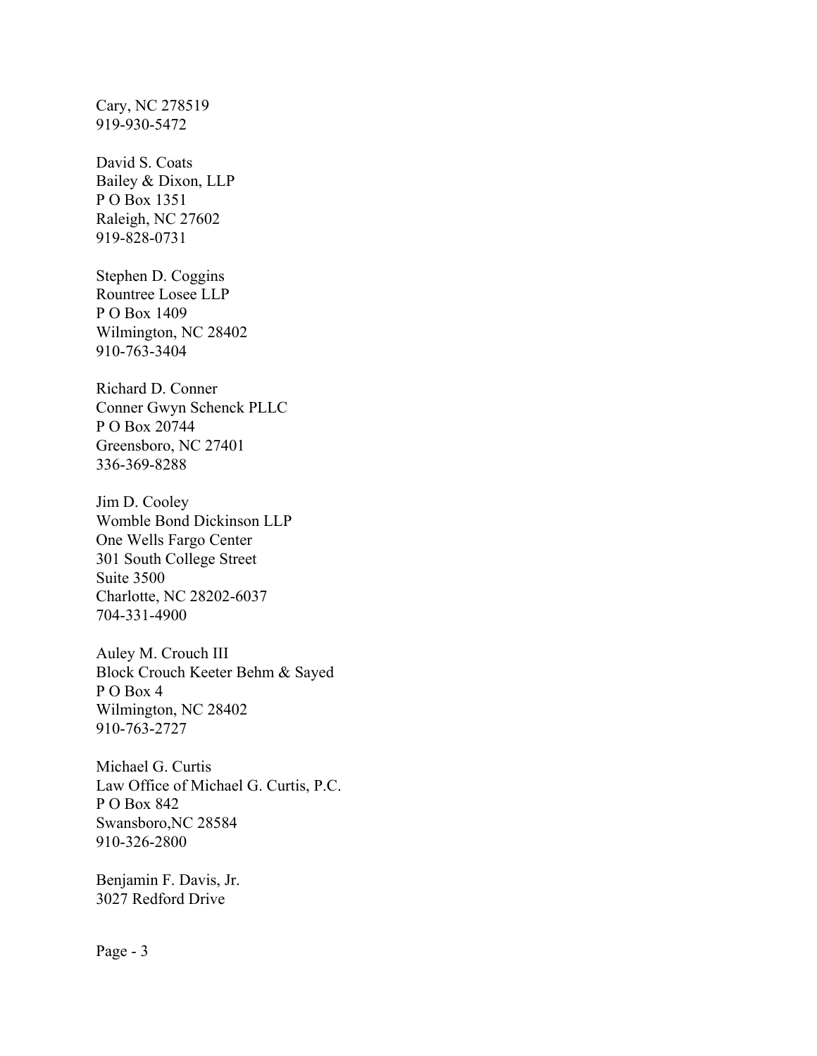Cary, NC 278519
919-930-5472

David S. Coats
Bailey & Dixon, LLP
P O Box 1351
Raleigh, NC 27602
919-828-0731

Stephen D. Coggins
Rountree Losee LLP
P O Box 1409
Wilmington, NC 28402
910-763-3404

Richard D. Conner
Conner Gwyn Schenck PLLC
P O Box 20744
Greensboro, NC 27401
336-369-8288

Jim D. Cooley
Womble Bond Dickinson LLP
One Wells Fargo Center
301 South College Street
Suite 3500
Charlotte, NC 28202-6037
704-331-4900

Auley M. Crouch III
Block Crouch Keeter Behm & Sayed
P O Box 4
Wilmington, NC 28402
910-763-2727

Michael G. Curtis
Law Office of Michael G. Curtis, P.C.
P O Box 842
Swansboro,NC 28584
910-326-2800

Benjamin F. Davis, Jr.
3027 Redford Drive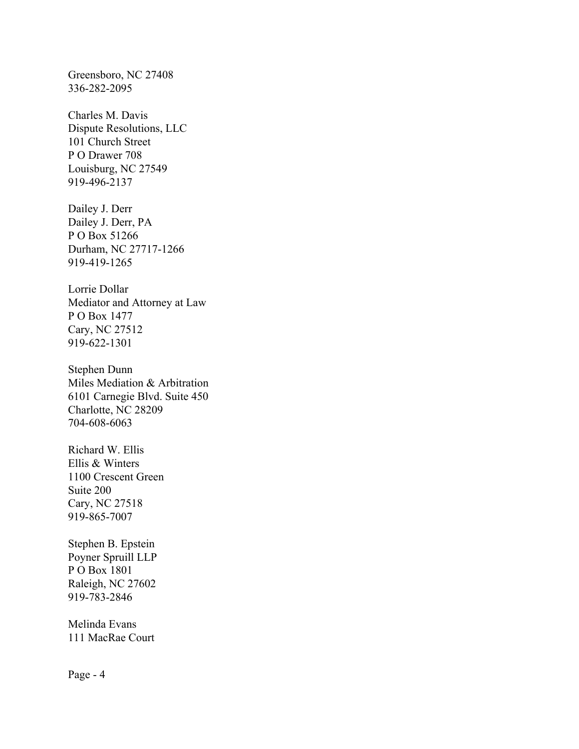Greensboro, NC 27408
336-282-2095

Charles M. Davis
Dispute Resolutions, LLC
101 Church Street
P O Drawer 708
Louisburg, NC 27549
919-496-2137

Dailey J. Derr
Dailey J. Derr, PA
P O Box 51266
Durham, NC 27717-1266
919-419-1265

Lorrie Dollar
Mediator and Attorney at Law
P O Box 1477
Cary, NC 27512
919-622-1301

Stephen Dunn
Miles Mediation & Arbitration
6101 Carnegie Blvd. Suite 450
Charlotte, NC 28209
704-608-6063

Richard W. Ellis
Ellis & Winters
1100 Crescent Green
Suite 200
Cary, NC 27518
919-865-7007

Stephen B. Epstein
Poyner Spruill LLP
P O Box 1801
Raleigh, NC 27602
919-783-2846

Melinda Evans
111 MacRae Court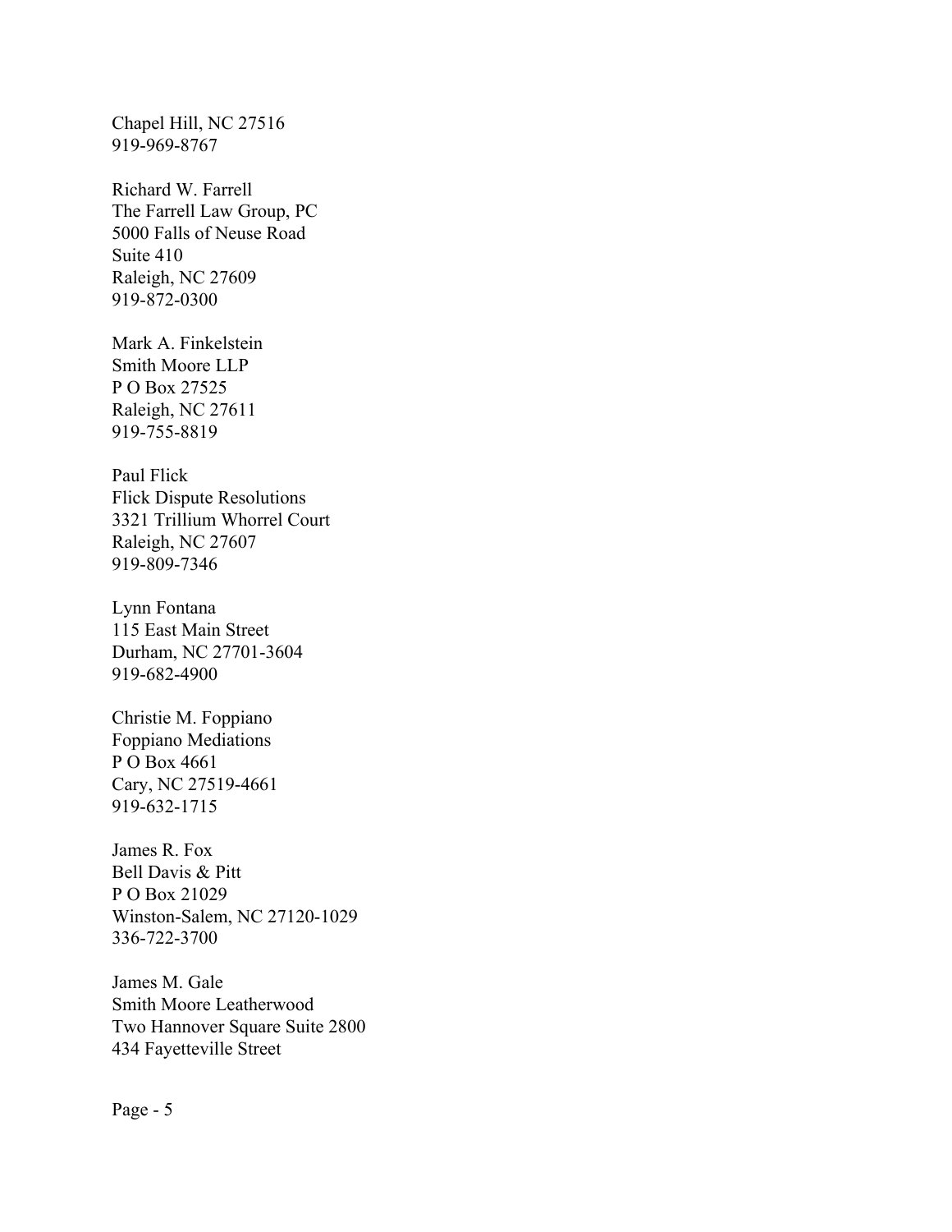Chapel Hill, NC 27516
919-969-8767

Richard W. Farrell
The Farrell Law Group, PC
5000 Falls of Neuse Road
Suite 410
Raleigh, NC 27609
919-872-0300

Mark A. Finkelstein
Smith Moore LLP
P O Box 27525
Raleigh, NC 27611
919-755-8819

Paul Flick
Flick Dispute Resolutions
3321 Trillium Whorrel Court
Raleigh, NC 27607
919-809-7346

Lynn Fontana
115 East Main Street
Durham, NC 27701-3604
919-682-4900

Christie M. Foppiano
Foppiano Mediations
P O Box 4661
Cary, NC 27519-4661
919-632-1715

James R. Fox
Bell Davis & Pitt
P O Box 21029
Winston-Salem, NC 27120-1029
336-722-3700

James M. Gale
Smith Moore Leatherwood
Two Hannover Square Suite 2800
434 Fayetteville Street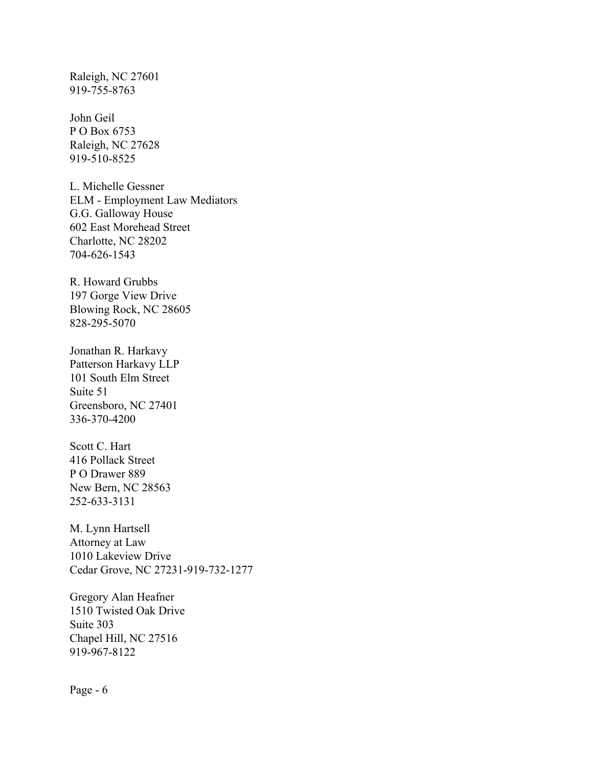Raleigh, NC 27601
919-755-8763

John Geil
P O Box 6753
Raleigh, NC 27628
919-510-8525

L. Michelle Gessner
ELM - Employment Law Mediators
G.G. Galloway House
602 East Morehead Street
Charlotte, NC 28202
704-626-1543

R. Howard Grubbs
197 Gorge View Drive
Blowing Rock, NC 28605
828-295-5070

Jonathan R. Harkavy
Patterson Harkavy LLP
101 South Elm Street
Suite 51
Greensboro, NC 27401
336-370-4200

Scott C. Hart
416 Pollack Street
P O Drawer 889
New Bern, NC 28563
252-633-3131

M. Lynn Hartsell
Attorney at Law
1010 Lakeview Drive
Cedar Grove, NC 27231-919-732-1277

Gregory Alan Heafner
1510 Twisted Oak Drive
Suite 303
Chapel Hill, NC 27516
919-967-8122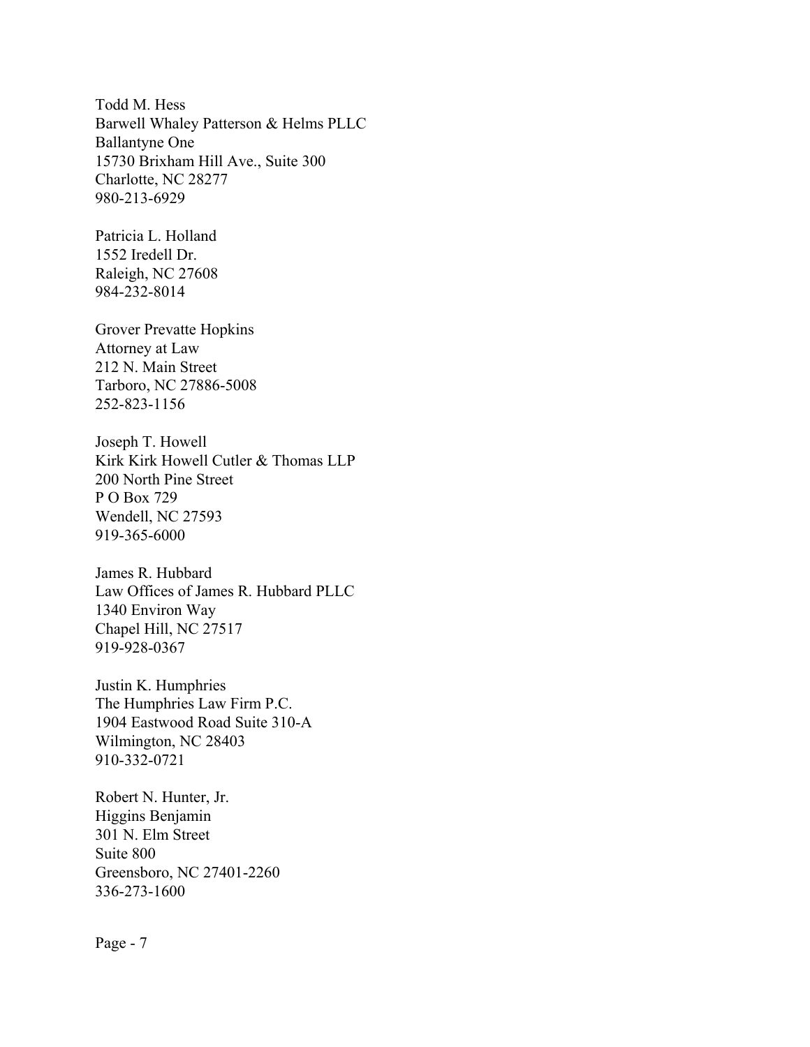Todd M. Hess  
Barwell Whaley Patterson & Helms PLLC  
Ballantyne One  
15730 Brixham Hill Ave., Suite 300  
Charlotte, NC 28277  
980-213-6929

Patricia L. Holland  
1552 Iredell Dr.  
Raleigh, NC 27608  
984-232-8014

Grover Prevatte Hopkins  
Attorney at Law  
212 N. Main Street  
Tarboro, NC 27886-5008  
252-823-1156

Joseph T. Howell  
Kirk Kirk Howell Cutler & Thomas LLP  
200 North Pine Street  
P O Box 729  
Wendell, NC 27593  
919-365-6000

James R. Hubbard  
Law Offices of James R. Hubbard PLLC  
1340 Environ Way  
Chapel Hill, NC 27517  
919-928-0367

Justin K. Humphries  
The Humphries Law Firm P.C.  
1904 Eastwood Road Suite 310-A  
Wilmington, NC 28403  
910-332-0721

Robert N. Hunter, Jr.  
Higgins Benjamin  
301 N. Elm Street  
Suite 800  
Greensboro, NC 27401-2260  
336-273-1600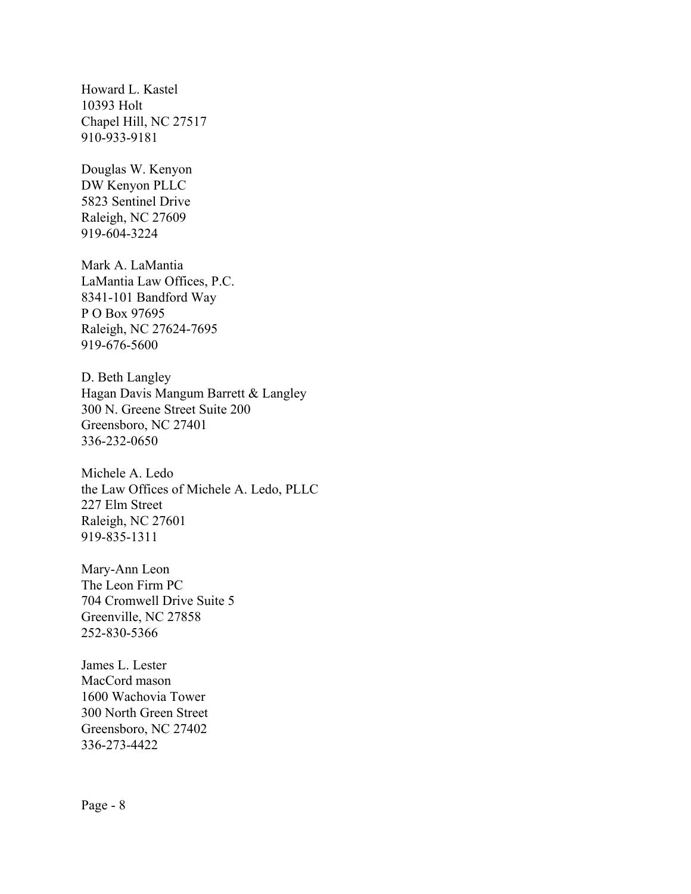Howard L. Kastel
10393 Holt
Chapel Hill, NC 27517
910-933-9181

Douglas W. Kenyon
DW Kenyon PLLC
5823 Sentinel Drive
Raleigh, NC 27609
919-604-3224

Mark A. LaMantia
LaMantia Law Offices, P.C.
8341-101 Bandford Way
P O Box 97695
Raleigh, NC 27624-7695
919-676-5600

D. Beth Langley
Hagan Davis Mangum Barrett & Langley
300 N. Greene Street Suite 200
Greensboro, NC 27401
336-232-0650

Michele A. Ledo
the Law Offices of Michele A. Ledo, PLLC
227 Elm Street
Raleigh, NC 27601
919-835-1311

Mary-Ann Leon
The Leon Firm PC
704 Cromwell Drive Suite 5
Greenville, NC 27858
252-830-5366

James L. Lester
MacCord mason
1600 Wachovia Tower
300 North Green Street
Greensboro, NC 27402
336-273-4422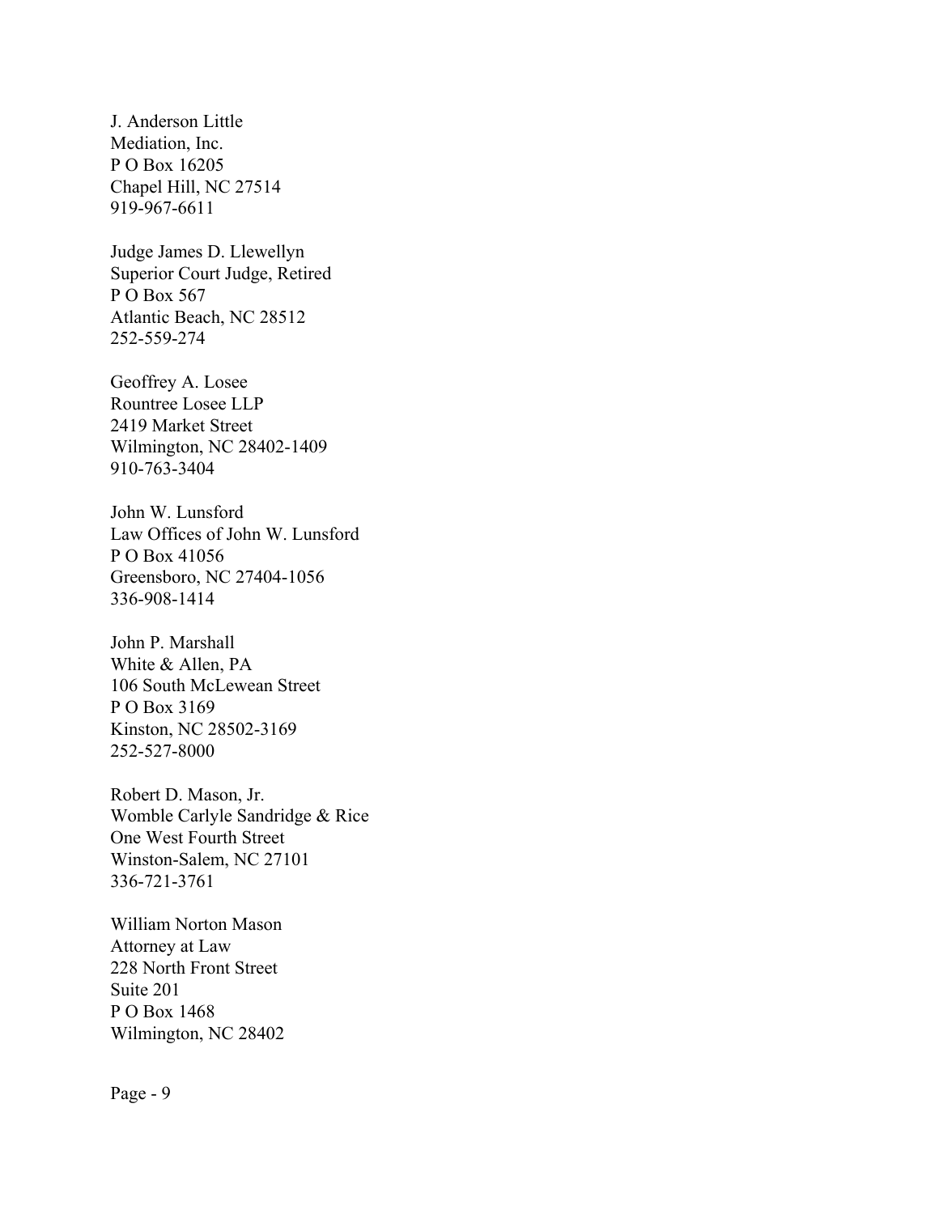J. Anderson Little
Mediation, Inc.
P O Box 16205
Chapel Hill, NC 27514
919-967-6611

Judge James D. Llewellyn
Superior Court Judge, Retired
P O Box 567
Atlantic Beach, NC 28512
252-559-274

Geoffrey A. Losee
Rountree Losee LLP
2419 Market Street
Wilmington, NC 28402-1409
910-763-3404

John W. Lunsford
Law Offices of John W. Lunsford
P O Box 41056
Greensboro, NC 27404-1056
336-908-1414

John P. Marshall
White & Allen, PA
106 South McLewean Street
P O Box 3169
Kinston, NC 28502-3169
252-527-8000

Robert D. Mason, Jr.
Womble Carlyle Sandridge & Rice
One West Fourth Street
Winston-Salem, NC 27101
336-721-3761

William Norton Mason
Attorney at Law
228 North Front Street
Suite 201
P O Box 1468
Wilmington, NC 28402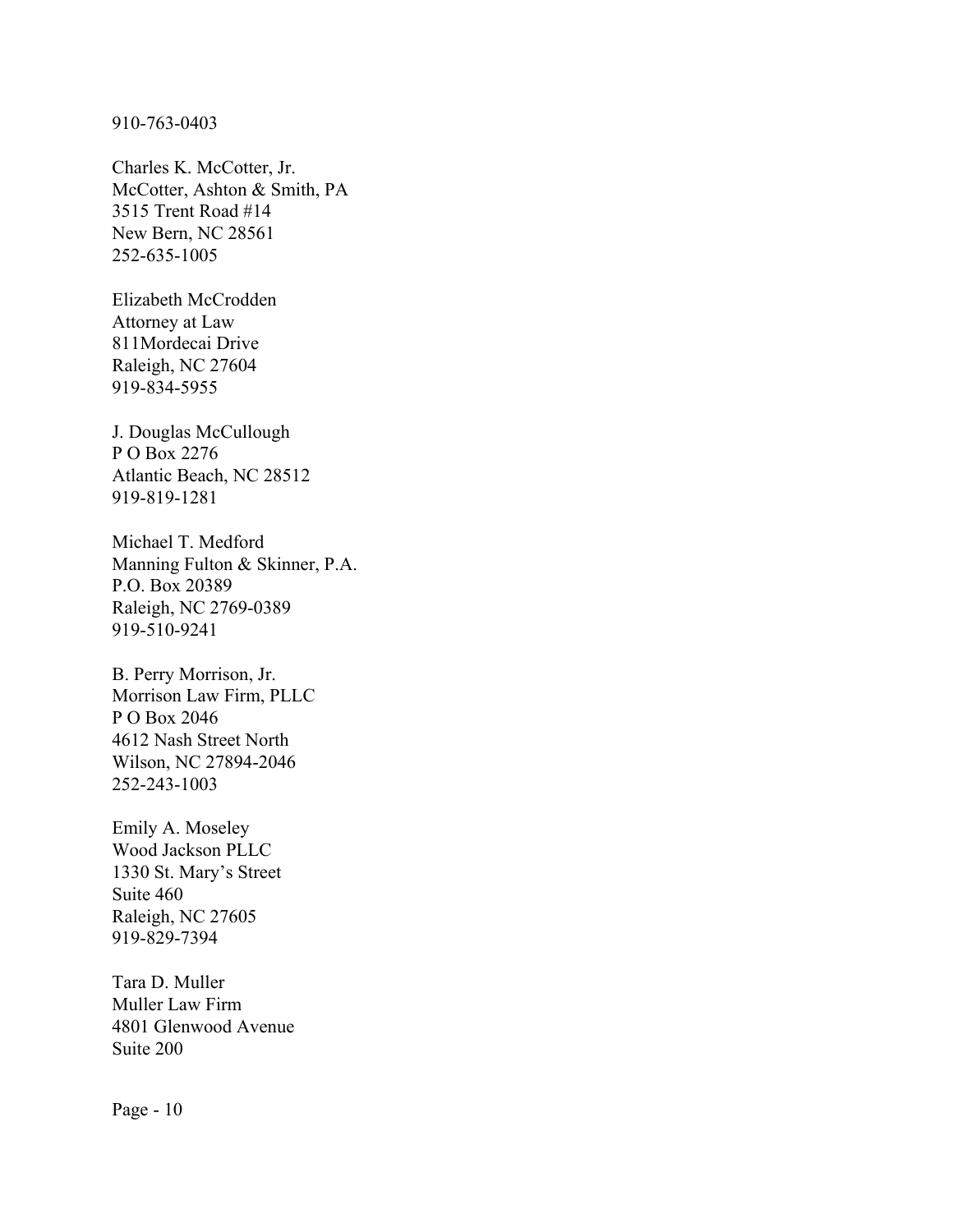910-763-0403

Charles K. McCotter, Jr.
McCotter, Ashton & Smith, PA
3515 Trent Road #14
New Bern, NC 28561
252-635-1005

Elizabeth McCrodden
Attorney at Law
811Mordecai Drive
Raleigh, NC 27604
919-834-5955

J. Douglas McCullough
P O Box 2276
Atlantic Beach, NC 28512
919-819-1281

Michael T. Medford
Manning Fulton & Skinner, P.A.
P.O. Box 20389
Raleigh, NC 2769-0389
919-510-9241

B. Perry Morrison, Jr.
Morrison Law Firm, PLLC
P O Box 2046
4612 Nash Street North
Wilson, NC 27894-2046
252-243-1003

Emily A. Moseley
Wood Jackson PLLC
1330 St. Mary's Street
Suite 460
Raleigh, NC 27605
919-829-7394

Tara D. Muller
Muller Law Firm
4801 Glenwood Avenue
Suite 200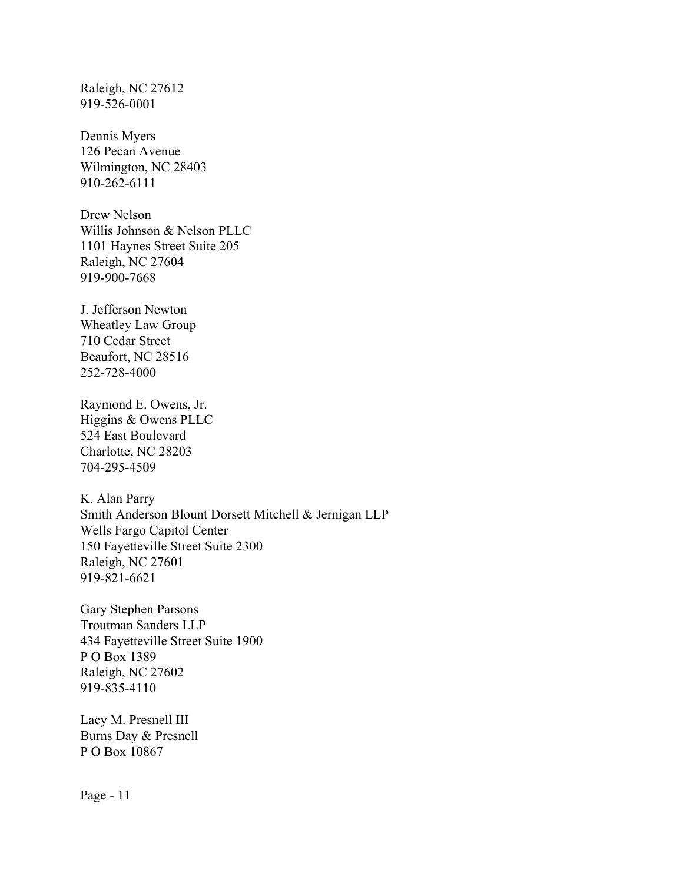Raleigh, NC 27612
919-526-0001

Dennis Myers
126 Pecan Avenue
Wilmington, NC 28403
910-262-6111

Drew Nelson
Willis Johnson & Nelson PLLC
1101 Haynes Street Suite 205
Raleigh, NC 27604
919-900-7668

J. Jefferson Newton
Wheatley Law Group
710 Cedar Street
Beaufort, NC 28516
252-728-4000

Raymond E. Owens, Jr.
Higgins & Owens PLLC
524 East Boulevard
Charlotte, NC 28203
704-295-4509

K. Alan Parry
Smith Anderson Blount Dorsett Mitchell & Jernigan LLP
Wells Fargo Capitol Center
150 Fayetteville Street Suite 2300
Raleigh, NC 27601
919-821-6621

Gary Stephen Parsons
Troutman Sanders LLP
434 Fayetteville Street Suite 1900
P O Box 1389
Raleigh, NC 27602
919-835-4110

Lacy M. Presnell III
Burns Day & Presnell
P O Box 10867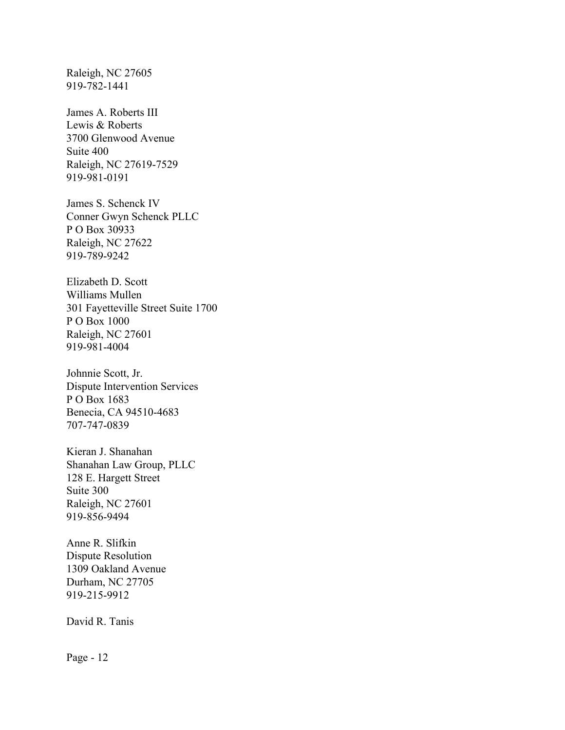Raleigh, NC 27605
919-782-1441

James A. Roberts III
Lewis & Roberts
3700 Glenwood Avenue
Suite 400
Raleigh, NC 27619-7529
919-981-0191

James S. Schenck IV
Conner Gwyn Schenck PLLC
P O Box 30933
Raleigh, NC 27622
919-789-9242

Elizabeth D. Scott
Williams Mullen
301 Fayetteville Street Suite 1700
P O Box 1000
Raleigh, NC 27601
919-981-4004

Johnnie Scott, Jr.
Dispute Intervention Services
P O Box 1683
Benecia, CA 94510-4683
707-747-0839

Kieran J. Shanahan
Shanahan Law Group, PLLC
128 E. Hargett Street
Suite 300
Raleigh, NC 27601
919-856-9494

Anne R. Slifkin
Dispute Resolution
1309 Oakland Avenue
Durham, NC 27705
919-215-9912

David R. Tanis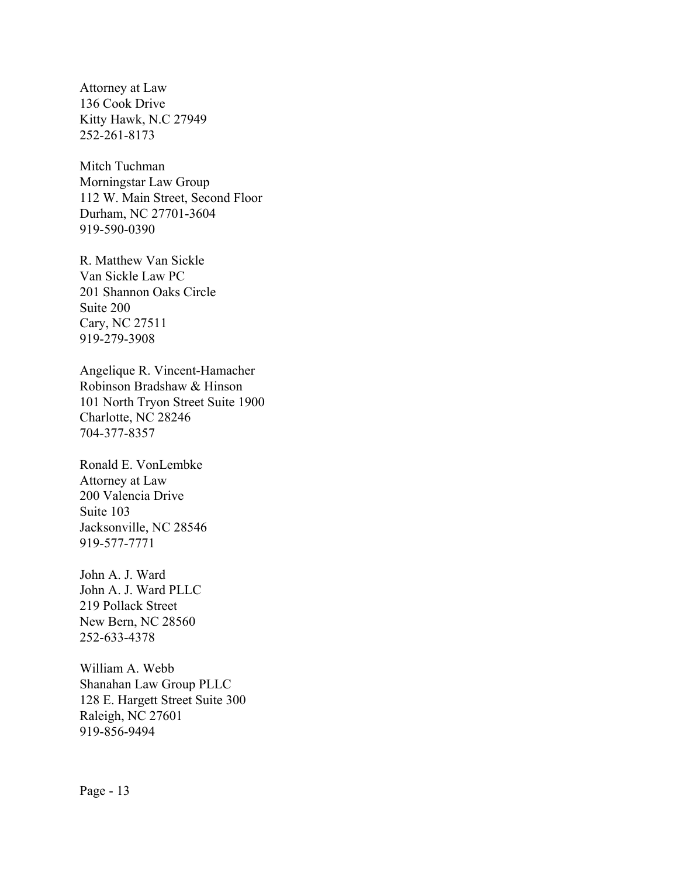Attorney at Law
136 Cook Drive
Kitty Hawk, N.C 27949
252-261-8173

Mitch Tuchman
Morningstar Law Group
112 W. Main Street, Second Floor
Durham, NC 27701-3604
919-590-0390

R. Matthew Van Sickle
Van Sickle Law PC
201 Shannon Oaks Circle
Suite 200
Cary, NC 27511
919-279-3908

Angelique R. Vincent-Hamacher
Robinson Bradshaw & Hinson
101 North Tryon Street Suite 1900
Charlotte, NC 28246
704-377-8357

Ronald E. VonLembke
Attorney at Law
200 Valencia Drive
Suite 103
Jacksonville, NC 28546
919-577-7771

John A. J. Ward
John A. J. Ward PLLC
219 Pollack Street
New Bern, NC 28560
252-633-4378

William A. Webb
Shanahan Law Group PLLC
128 E. Hargett Street Suite 300
Raleigh, NC 27601
919-856-9494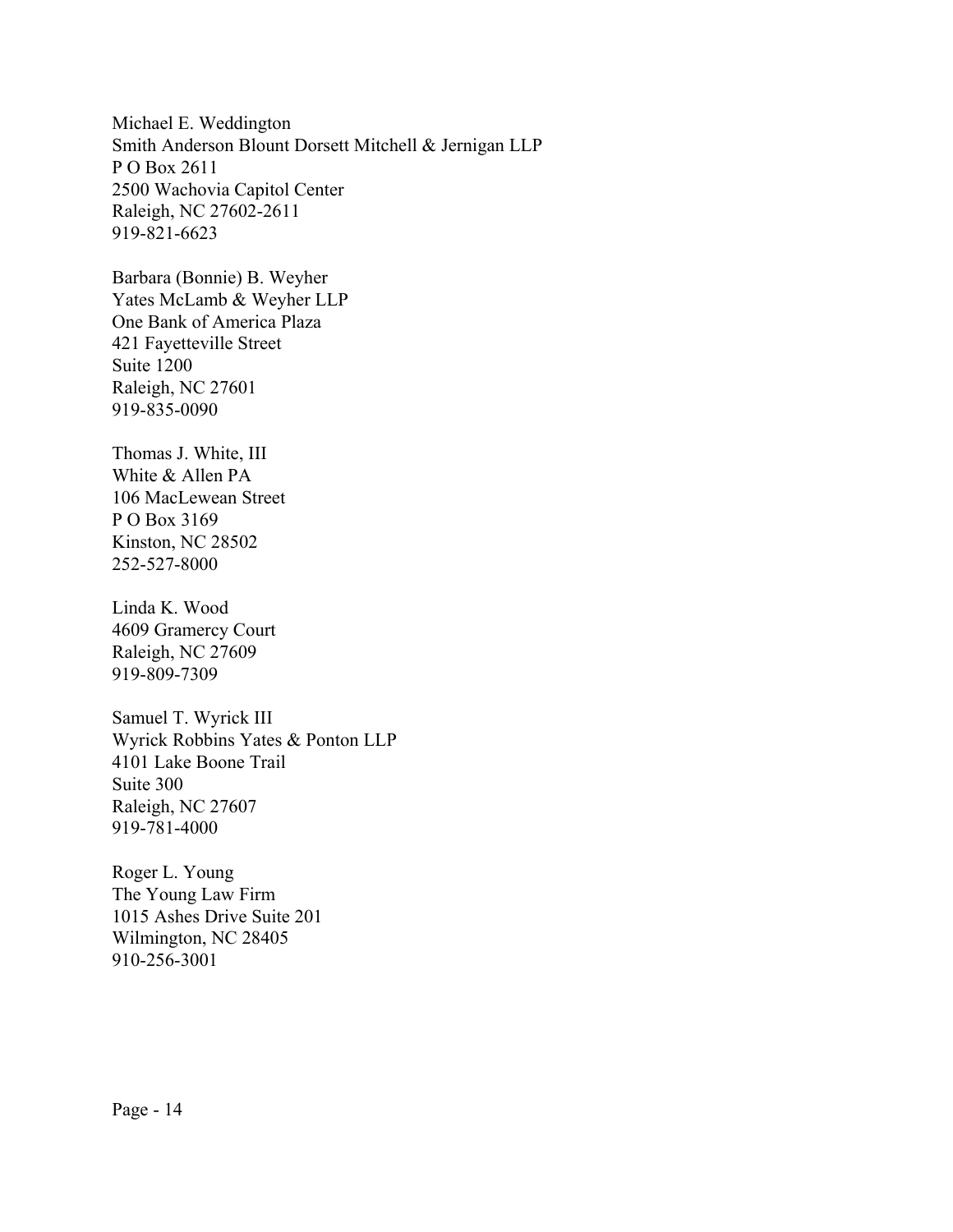Michael E. Weddington
Smith Anderson Blount Dorsett Mitchell & Jernigan LLP
P O Box 2611
2500 Wachovia Capitol Center
Raleigh, NC 27602-2611
919-821-6623

Barbara (Bonnie) B. Weyher
Yates McLamb & Weyher LLP
One Bank of America Plaza
421 Fayetteville Street
Suite 1200
Raleigh, NC 27601
919-835-0090

Thomas J. White, III
White & Allen PA
106 MacLewean Street
P O Box 3169
Kinston, NC 28502
252-527-8000

Linda K. Wood
4609 Gramercy Court
Raleigh, NC 27609
919-809-7309

Samuel T. Wyrick III
Wyrick Robbins Yates & Ponton LLP
4101 Lake Boone Trail
Suite 300
Raleigh, NC 27607
919-781-4000

Roger L. Young
The Young Law Firm
1015 Ashes Drive Suite 201
Wilmington, NC 28405
910-256-3001